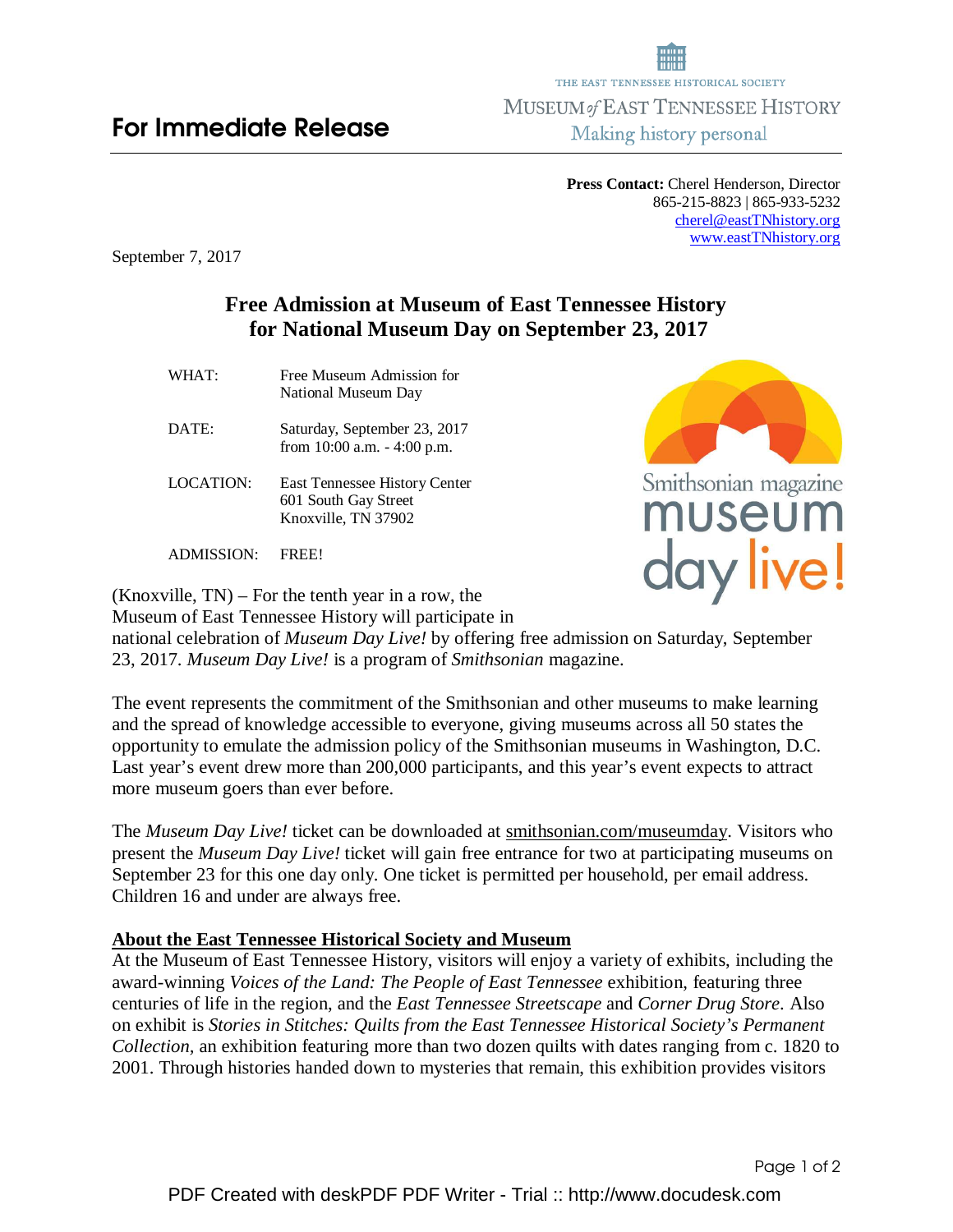THE EAST TENNESSEE HISTORICAL SOCIETY

MUSEUM *of* EAST TENNESSEE HISTORY

Making history personal

# For Immediate Release

**Press Contact:** Cherel Henderson, Director
865-215-8823 | 865-933-5232
cherel@eastTNhistory.org
www.eastTNhistory.org

September 7, 2017

## Free Admission at Museum of East Tennessee History for National Museum Day on September 23, 2017

| | |
|---|---|
| WHAT: | Free Museum Admission for National Museum Day |
| DATE: | Saturday, September 23, 2017 from 10:00 a.m. - 4:00 p.m. |
| LOCATION: | East Tennessee History Center 601 South Gay Street Knoxville, TN 37902 |
| ADMISSION: | FREE! |

Smithsonian magazine museum day live!

(Knoxville, TN) – For the tenth year in a row, the Museum of East Tennessee History will participate in national celebration of *Museum Day Live!* by offering free admission on Saturday, September 23, 2017. *Museum Day Live!* is a program of *Smithsonian* magazine.

The event represents the commitment of the Smithsonian and other museums to make learning and the spread of knowledge accessible to everyone, giving museums across all 50 states the opportunity to emulate the admission policy of the Smithsonian museums in Washington, D.C. Last year's event drew more than 200,000 participants, and this year's event expects to attract more museum goers than ever before.

The *Museum Day Live!* ticket can be downloaded at smithsonian.com/museumday. Visitors who present the *Museum Day Live!* ticket will gain free entrance for two at participating museums on September 23 for this one day only. One ticket is permitted per household, per email address. Children 16 and under are always free.

**About the East Tennessee Historical Society and Museum**

At the Museum of East Tennessee History, visitors will enjoy a variety of exhibits, including the award-winning *Voices of the Land: The People of East Tennessee* exhibition, featuring three centuries of life in the region, and the *East Tennessee Streetscape* and *Corner Drug Store*. Also on exhibit is *Stories in Stitches: Quilts from the East Tennessee Historical Society's Permanent Collection*, an exhibition featuring more than two dozen quilts with dates ranging from c. 1820 to 2001. Through histories handed down to mysteries that remain, this exhibition provides visitors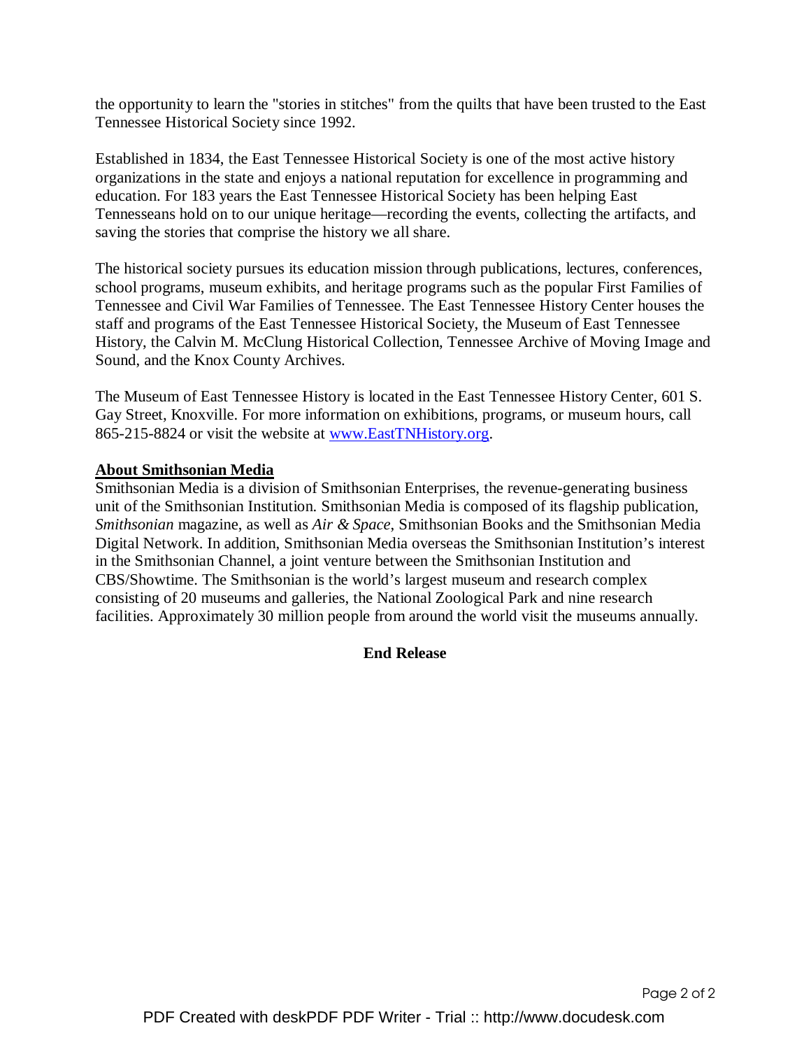the opportunity to learn the "stories in stitches" from the quilts that have been trusted to the East Tennessee Historical Society since 1992.

Established in 1834, the East Tennessee Historical Society is one of the most active history organizations in the state and enjoys a national reputation for excellence in programming and education. For 183 years the East Tennessee Historical Society has been helping East Tennesseans hold on to our unique heritage—recording the events, collecting the artifacts, and saving the stories that comprise the history we all share.

The historical society pursues its education mission through publications, lectures, conferences, school programs, museum exhibits, and heritage programs such as the popular First Families of Tennessee and Civil War Families of Tennessee. The East Tennessee History Center houses the staff and programs of the East Tennessee Historical Society, the Museum of East Tennessee History, the Calvin M. McClung Historical Collection, Tennessee Archive of Moving Image and Sound, and the Knox County Archives.

The Museum of East Tennessee History is located in the East Tennessee History Center, 601 S. Gay Street, Knoxville. For more information on exhibitions, programs, or museum hours, call 865-215-8824 or visit the website at [www.EastTNHistory.org](http://www.EastTNHistory.org).

**About Smithsonian Media**

Smithsonian Media is a division of Smithsonian Enterprises, the revenue-generating business unit of the Smithsonian Institution. Smithsonian Media is composed of its flagship publication, *Smithsonian* magazine, as well as *Air & Space*, Smithsonian Books and the Smithsonian Media Digital Network. In addition, Smithsonian Media overseas the Smithsonian Institution's interest in the Smithsonian Channel, a joint venture between the Smithsonian Institution and CBS/Showtime. The Smithsonian is the world's largest museum and research complex consisting of 20 museums and galleries, the National Zoological Park and nine research facilities. Approximately 30 million people from around the world visit the museums annually.

**End Release**